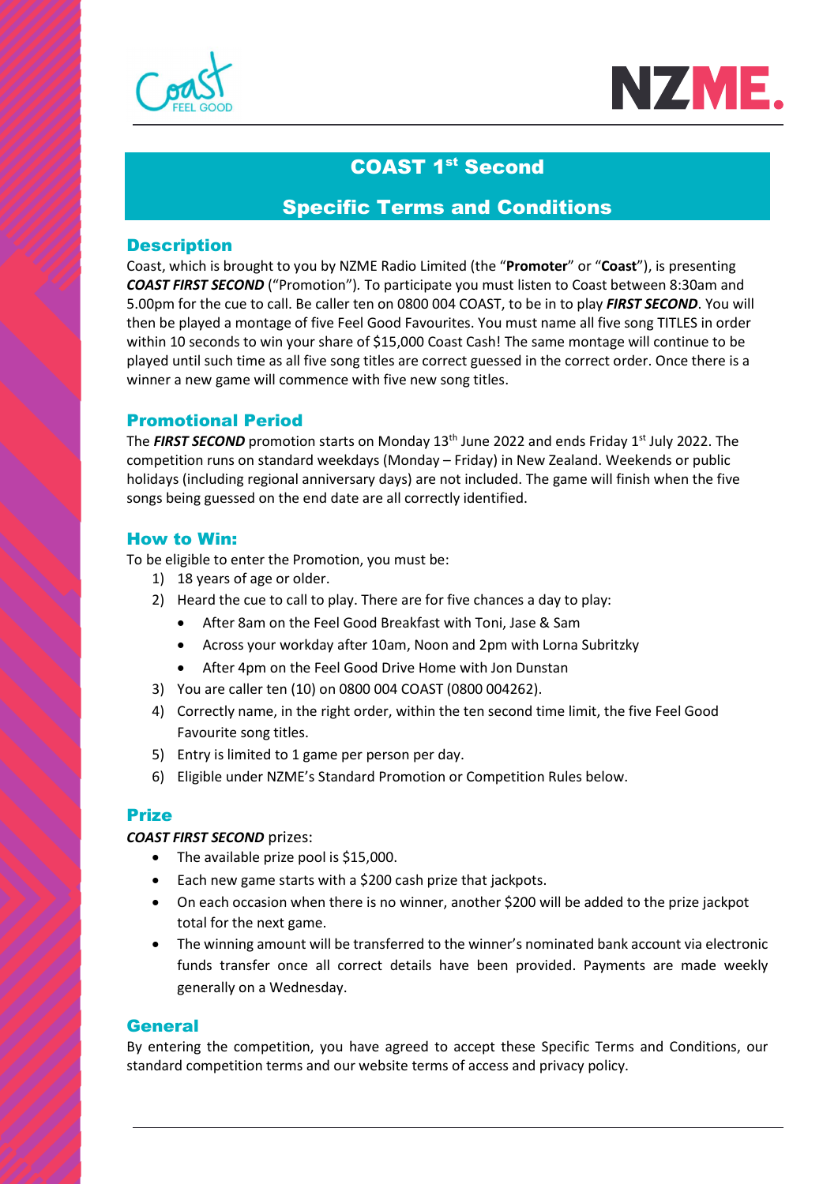# COAST 1st Second

# Specific Terms and Conditions

## Description

Coast, which is brought to you by NZME Radio Limited (the "**Promoter**" or "**Coast**"), is presenting ***COAST FIRST SECOND*** ("Promotion"). To participate you must listen to Coast between 8:30am and 5.00pm for the cue to call. Be caller ten on 0800 004 COAST, to be in to play ***FIRST SECOND***. You will then be played a montage of five Feel Good Favourites. You must name all five song TITLES in order within 10 seconds to win your share of $15,000 Coast Cash! The same montage will continue to be played until such time as all five song titles are correct guessed in the correct order. Once there is a winner a new game will commence with five new song titles.

## Promotional Period

The ***FIRST SECOND*** promotion starts on Monday 13th June 2022 and ends Friday 1st July 2022. The competition runs on standard weekdays (Monday – Friday) in New Zealand. Weekends or public holidays (including regional anniversary days) are not included. The game will finish when the five songs being guessed on the end date are all correctly identified.

## How to Win:

To be eligible to enter the Promotion, you must be:

1) 18 years of age or older.
2) Heard the cue to call to play. There are for five chances a day to play:
   - After 8am on the Feel Good Breakfast with Toni, Jase & Sam
   - Across your workday after 10am, Noon and 2pm with Lorna Subritzky
   - After 4pm on the Feel Good Drive Home with Jon Dunstan
3) You are caller ten (10) on 0800 004 COAST (0800 004262).
4) Correctly name, in the right order, within the ten second time limit, the five Feel Good Favourite song titles.
5) Entry is limited to 1 game per person per day.
6) Eligible under NZME's Standard Promotion or Competition Rules below.

## Prize

***COAST FIRST SECOND*** prizes:

- The available prize pool is $15,000.
- Each new game starts with a $200 cash prize that jackpots.
- On each occasion when there is no winner, another $200 will be added to the prize jackpot total for the next game.
- The winning amount will be transferred to the winner's nominated bank account via electronic funds transfer once all correct details have been provided. Payments are made weekly generally on a Wednesday.

## General

By entering the competition, you have agreed to accept these Specific Terms and Conditions, our standard competition terms and our website terms of access and privacy policy.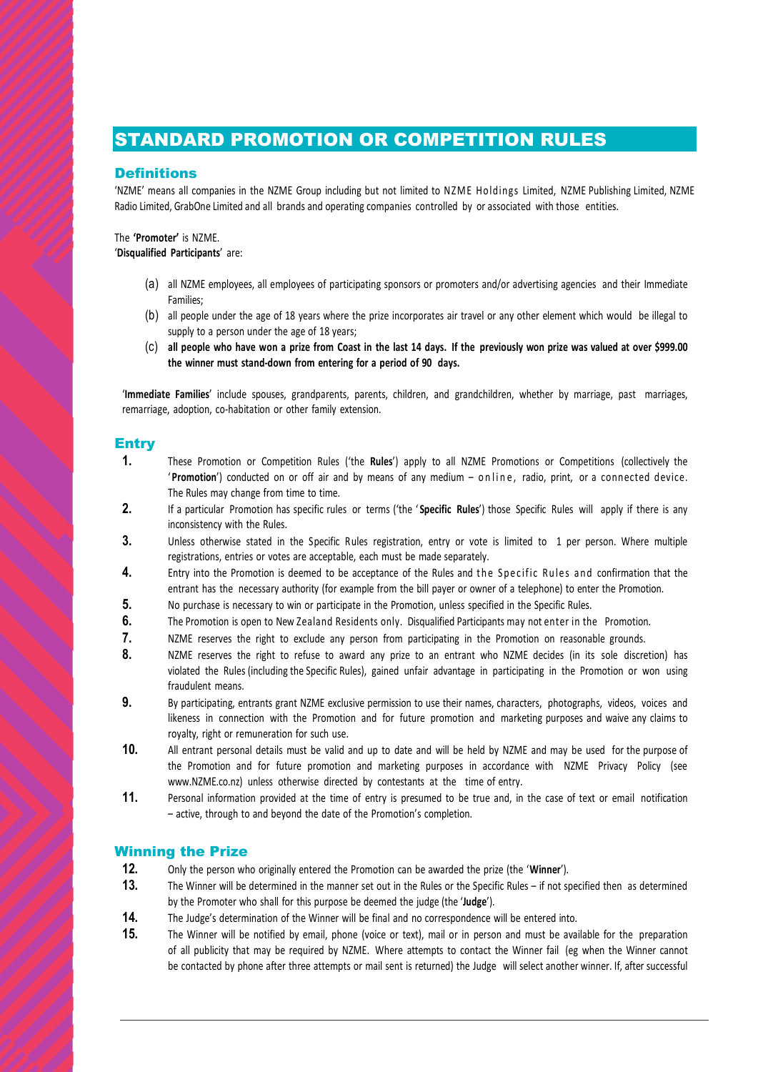# STANDARD PROMOTION OR COMPETITION RULES

## Definitions

'NZME' means all companies in the NZME Group including but not limited to NZME Holdings Limited, NZME Publishing Limited, NZME Radio Limited, GrabOne Limited and all brands and operating companies controlled by or associated with those entities.

The **'Promoter'** is NZME.

'**Disqualified Participants**' are:

(a) all NZME employees, all employees of participating sponsors or promoters and/or advertising agencies and their Immediate Families;

(b) all people under the age of 18 years where the prize incorporates air travel or any other element which would be illegal to supply to a person under the age of 18 years;

(c) **all people who have won a prize from Coast in the last 14 days. If the previously won prize was valued at over $999.00 the winner must stand-down from entering for a period of 90 days.**

'**Immediate Families**' include spouses, grandparents, parents, children, and grandchildren, whether by marriage, past marriages, remarriage, adoption, co-habitation or other family extension.

## Entry

**1.** These Promotion or Competition Rules ('the **Rules**') apply to all NZME Promotions or Competitions (collectively the '**Promotion**') conducted on or off air and by means of any medium – online, radio, print, or a connected device. The Rules may change from time to time.

**2.** If a particular Promotion has specific rules or terms ('the '**Specific Rules**') those Specific Rules will apply if there is any inconsistency with the Rules.

**3.** Unless otherwise stated in the Specific Rules registration, entry or vote is limited to 1 per person. Where multiple registrations, entries or votes are acceptable, each must be made separately.

**4.** Entry into the Promotion is deemed to be acceptance of the Rules and the Specific Rules and confirmation that the entrant has the necessary authority (for example from the bill payer or owner of a telephone) to enter the Promotion.

**5.** No purchase is necessary to win or participate in the Promotion, unless specified in the Specific Rules.

**6.** The Promotion is open to New Zealand Residents only. Disqualified Participants may not enter in the Promotion.

**7.** NZME reserves the right to exclude any person from participating in the Promotion on reasonable grounds.

**8.** NZME reserves the right to refuse to award any prize to an entrant who NZME decides (in its sole discretion) has violated the Rules (including the Specific Rules), gained unfair advantage in participating in the Promotion or won using fraudulent means.

**9.** By participating, entrants grant NZME exclusive permission to use their names, characters, photographs, videos, voices and likeness in connection with the Promotion and for future promotion and marketing purposes and waive any claims to royalty, right or remuneration for such use.

**10.** All entrant personal details must be valid and up to date and will be held by NZME and may be used for the purpose of the Promotion and for future promotion and marketing purposes in accordance with NZME Privacy Policy (see www.NZME.co.nz) unless otherwise directed by contestants at the time of entry.

**11.** Personal information provided at the time of entry is presumed to be true and, in the case of text or email notification – active, through to and beyond the date of the Promotion's completion.

## Winning the Prize

**12.** Only the person who originally entered the Promotion can be awarded the prize (the '**Winner**').

**13.** The Winner will be determined in the manner set out in the Rules or the Specific Rules – if not specified then as determined by the Promoter who shall for this purpose be deemed the judge (the '**Judge**').

**14.** The Judge's determination of the Winner will be final and no correspondence will be entered into.

**15.** The Winner will be notified by email, phone (voice or text), mail or in person and must be available for the preparation of all publicity that may be required by NZME. Where attempts to contact the Winner fail (eg when the Winner cannot be contacted by phone after three attempts or mail sent is returned) the Judge will select another winner. If, after successful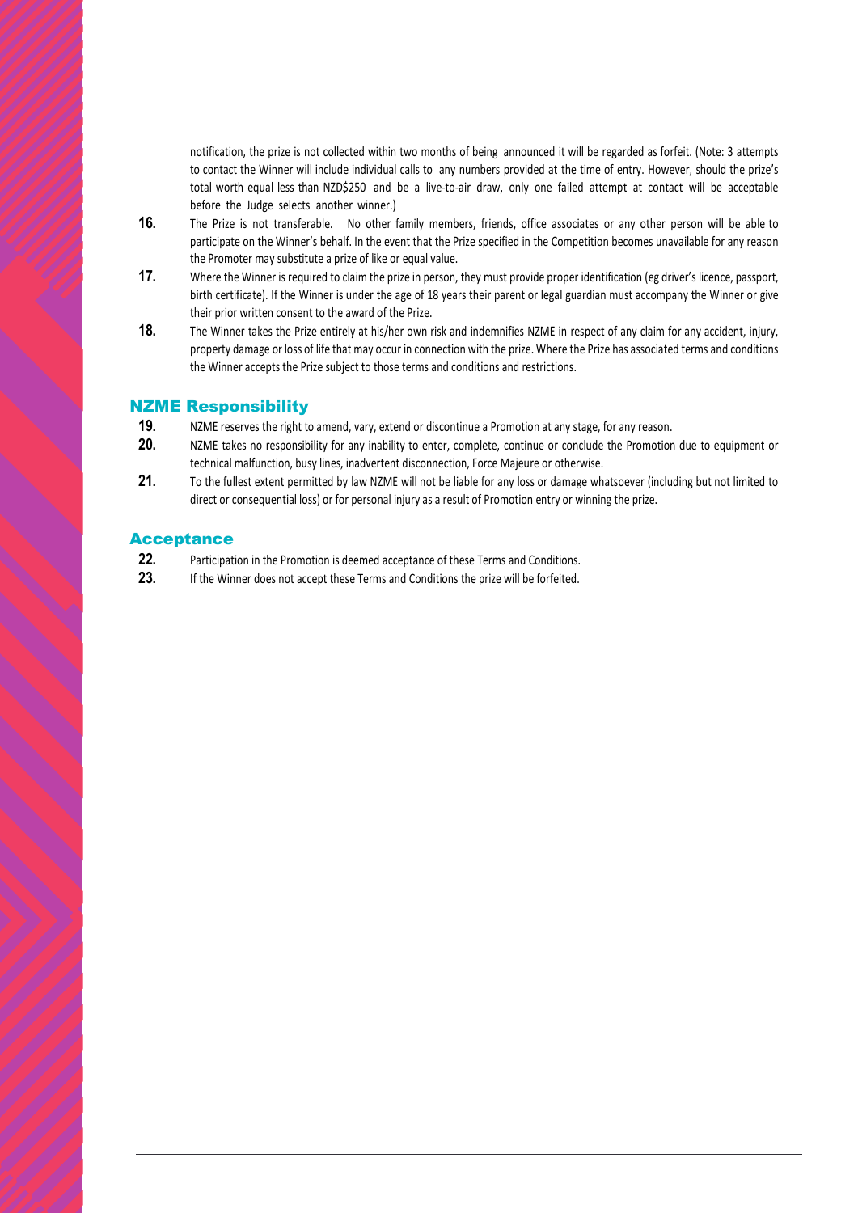notification, the prize is not collected within two months of being announced it will be regarded as forfeit. (Note: 3 attempts to contact the Winner will include individual calls to any numbers provided at the time of entry. However, should the prize's total worth equal less than NZD$250 and be a live-to-air draw, only one failed attempt at contact will be acceptable before the Judge selects another winner.)

**16.** The Prize is not transferable. No other family members, friends, office associates or any other person will be able to participate on the Winner's behalf. In the event that the Prize specified in the Competition becomes unavailable for any reason the Promoter may substitute a prize of like or equal value.

**17.** Where the Winner is required to claim the prize in person, they must provide proper identification (eg driver's licence, passport, birth certificate). If the Winner is under the age of 18 years their parent or legal guardian must accompany the Winner or give their prior written consent to the award of the Prize.

**18.** The Winner takes the Prize entirely at his/her own risk and indemnifies NZME in respect of any claim for any accident, injury, property damage or loss of life that may occur in connection with the prize. Where the Prize has associated terms and conditions the Winner accepts the Prize subject to those terms and conditions and restrictions.

## NZME Responsibility

**19.** NZME reserves the right to amend, vary, extend or discontinue a Promotion at any stage, for any reason.

**20.** NZME takes no responsibility for any inability to enter, complete, continue or conclude the Promotion due to equipment or technical malfunction, busy lines, inadvertent disconnection, Force Majeure or otherwise.

**21.** To the fullest extent permitted by law NZME will not be liable for any loss or damage whatsoever (including but not limited to direct or consequential loss) or for personal injury as a result of Promotion entry or winning the prize.

## Acceptance

**22.** Participation in the Promotion is deemed acceptance of these Terms and Conditions.

**23.** If the Winner does not accept these Terms and Conditions the prize will be forfeited.